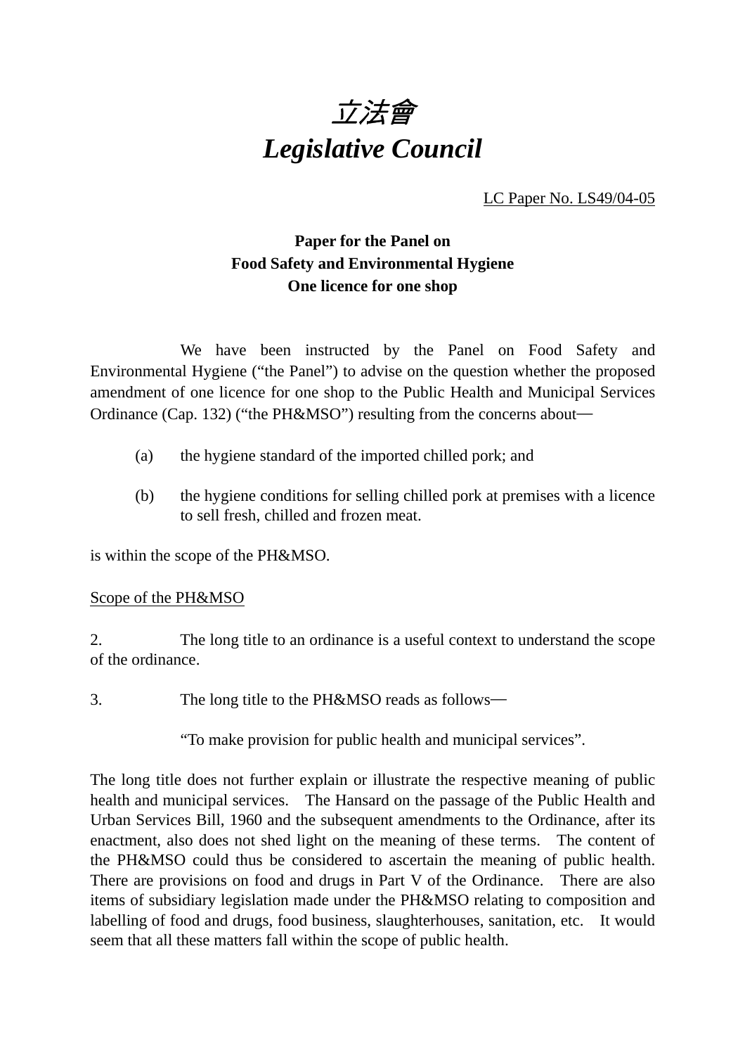# *立法會*
# *Legislative Council*

LC Paper No. LS49/04-05

**Paper for the Panel on**
**Food Safety and Environmental Hygiene**
**One licence for one shop**

We have been instructed by the Panel on Food Safety and Environmental Hygiene ("the Panel") to advise on the question whether the proposed amendment of one licence for one shop to the Public Health and Municipal Services Ordinance (Cap. 132) ("the PH&MSO") resulting from the concerns about—

(a) the hygiene standard of the imported chilled pork; and

(b) the hygiene conditions for selling chilled pork at premises with a licence to sell fresh, chilled and frozen meat.

is within the scope of the PH&MSO.

Scope of the PH&MSO

2. The long title to an ordinance is a useful context to understand the scope of the ordinance.

3. The long title to the PH&MSO reads as follows—

"To make provision for public health and municipal services".

The long title does not further explain or illustrate the respective meaning of public health and municipal services. The Hansard on the passage of the Public Health and Urban Services Bill, 1960 and the subsequent amendments to the Ordinance, after its enactment, also does not shed light on the meaning of these terms. The content of the PH&MSO could thus be considered to ascertain the meaning of public health. There are provisions on food and drugs in Part V of the Ordinance. There are also items of subsidiary legislation made under the PH&MSO relating to composition and labelling of food and drugs, food business, slaughterhouses, sanitation, etc. It would seem that all these matters fall within the scope of public health.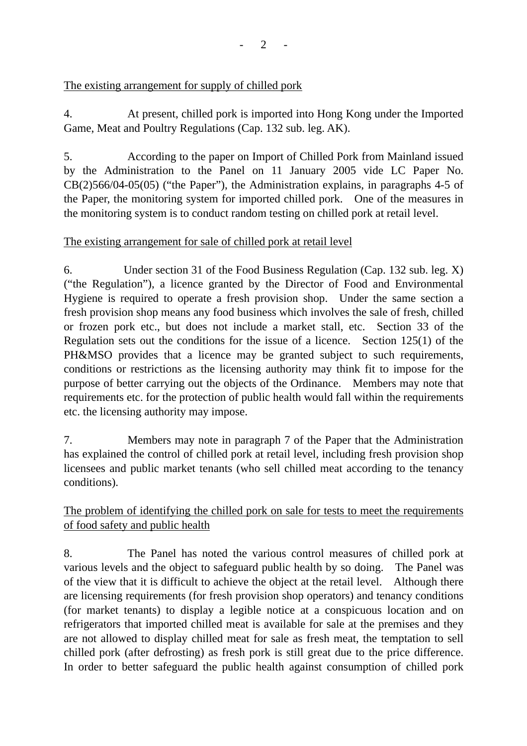<u>The existing arrangement for supply of chilled pork</u>

4. At present, chilled pork is imported into Hong Kong under the Imported Game, Meat and Poultry Regulations (Cap. 132 sub. leg. AK).

5. According to the paper on Import of Chilled Pork from Mainland issued by the Administration to the Panel on 11 January 2005 vide LC Paper No. CB(2)566/04-05(05) ("the Paper"), the Administration explains, in paragraphs 4-5 of the Paper, the monitoring system for imported chilled pork. One of the measures in the monitoring system is to conduct random testing on chilled pork at retail level.

<u>The existing arrangement for sale of chilled pork at retail level</u>

6. Under section 31 of the Food Business Regulation (Cap. 132 sub. leg. X) ("the Regulation"), a licence granted by the Director of Food and Environmental Hygiene is required to operate a fresh provision shop. Under the same section a fresh provision shop means any food business which involves the sale of fresh, chilled or frozen pork etc., but does not include a market stall, etc. Section 33 of the Regulation sets out the conditions for the issue of a licence. Section 125(1) of the PH&MSO provides that a licence may be granted subject to such requirements, conditions or restrictions as the licensing authority may think fit to impose for the purpose of better carrying out the objects of the Ordinance. Members may note that requirements etc. for the protection of public health would fall within the requirements etc. the licensing authority may impose.

7. Members may note in paragraph 7 of the Paper that the Administration has explained the control of chilled pork at retail level, including fresh provision shop licensees and public market tenants (who sell chilled meat according to the tenancy conditions).

<u>The problem of identifying the chilled pork on sale for tests to meet the requirements of food safety and public health</u>

8. The Panel has noted the various control measures of chilled pork at various levels and the object to safeguard public health by so doing. The Panel was of the view that it is difficult to achieve the object at the retail level. Although there are licensing requirements (for fresh provision shop operators) and tenancy conditions (for market tenants) to display a legible notice at a conspicuous location and on refrigerators that imported chilled meat is available for sale at the premises and they are not allowed to display chilled meat for sale as fresh meat, the temptation to sell chilled pork (after defrosting) as fresh pork is still great due to the price difference. In order to better safeguard the public health against consumption of chilled pork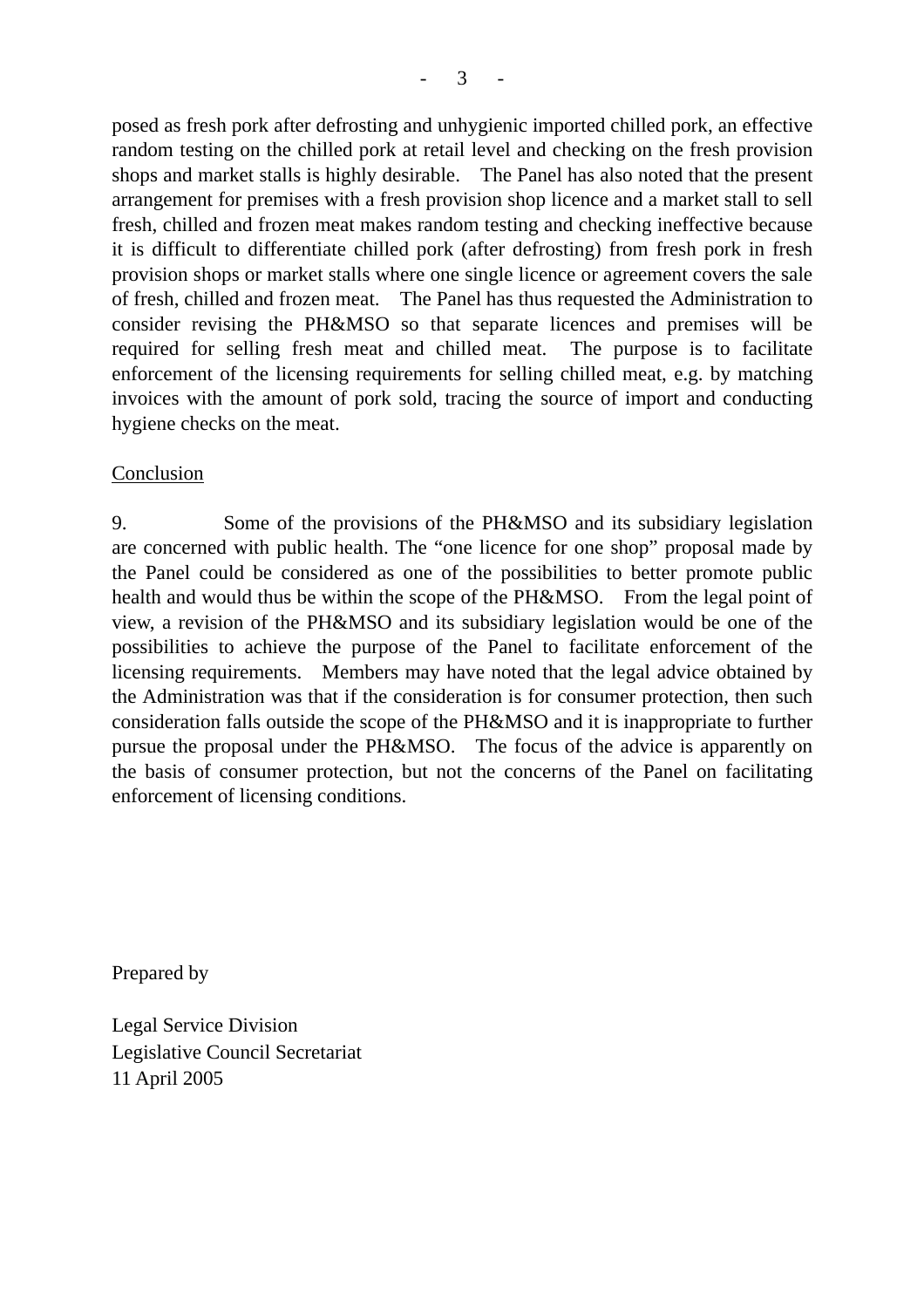posed as fresh pork after defrosting and unhygienic imported chilled pork, an effective random testing on the chilled pork at retail level and checking on the fresh provision shops and market stalls is highly desirable. The Panel has also noted that the present arrangement for premises with a fresh provision shop licence and a market stall to sell fresh, chilled and frozen meat makes random testing and checking ineffective because it is difficult to differentiate chilled pork (after defrosting) from fresh pork in fresh provision shops or market stalls where one single licence or agreement covers the sale of fresh, chilled and frozen meat. The Panel has thus requested the Administration to consider revising the PH&MSO so that separate licences and premises will be required for selling fresh meat and chilled meat. The purpose is to facilitate enforcement of the licensing requirements for selling chilled meat, e.g. by matching invoices with the amount of pork sold, tracing the source of import and conducting hygiene checks on the meat.

<u>Conclusion</u>

9. Some of the provisions of the PH&MSO and its subsidiary legislation are concerned with public health. The "one licence for one shop" proposal made by the Panel could be considered as one of the possibilities to better promote public health and would thus be within the scope of the PH&MSO. From the legal point of view, a revision of the PH&MSO and its subsidiary legislation would be one of the possibilities to achieve the purpose of the Panel to facilitate enforcement of the licensing requirements. Members may have noted that the legal advice obtained by the Administration was that if the consideration is for consumer protection, then such consideration falls outside the scope of the PH&MSO and it is inappropriate to further pursue the proposal under the PH&MSO. The focus of the advice is apparently on the basis of consumer protection, but not the concerns of the Panel on facilitating enforcement of licensing conditions.

Prepared by

Legal Service Division
Legislative Council Secretariat
11 April 2005